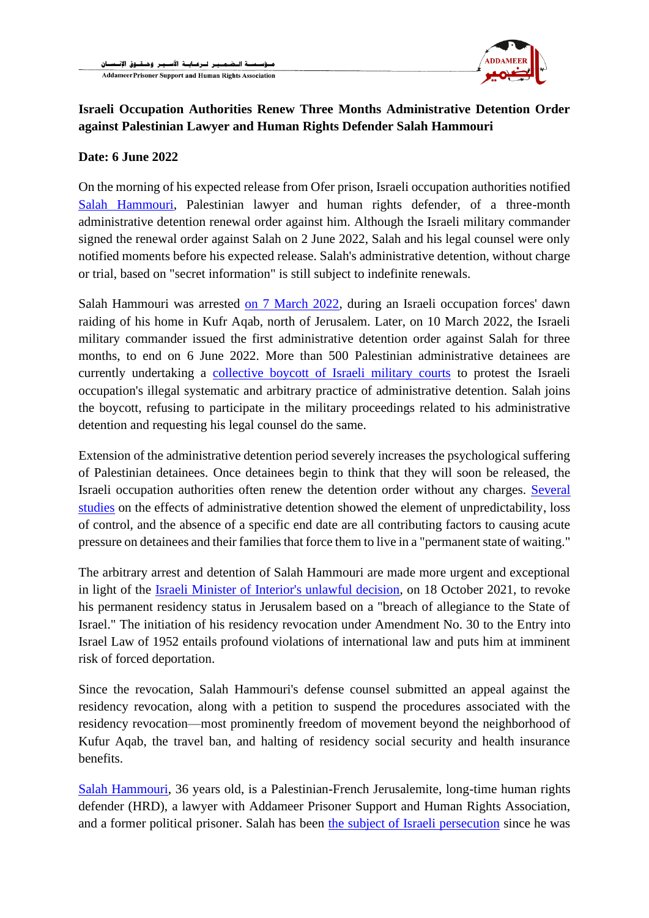# Israeli Occupation Authorities Renew Three Months Administrative Detention Order against Palestinian Lawyer and Human Rights Defender Salah Hammouri

**Date: 6 June 2022**

On the morning of his expected release from Ofer prison, Israeli occupation authorities notified Salah Hammouri, Palestinian lawyer and human rights defender, of a three-month administrative detention renewal order against him. Although the Israeli military commander signed the renewal order against Salah on 2 June 2022, Salah and his legal counsel were only notified moments before his expected release. Salah's administrative detention, without charge or trial, based on "secret information" is still subject to indefinite renewals.

Salah Hammouri was arrested on 7 March 2022, during an Israeli occupation forces' dawn raiding of his home in Kufr Aqab, north of Jerusalem. Later, on 10 March 2022, the Israeli military commander issued the first administrative detention order against Salah for three months, to end on 6 June 2022. More than 500 Palestinian administrative detainees are currently undertaking a collective boycott of Israeli military courts to protest the Israeli occupation's illegal systematic and arbitrary practice of administrative detention. Salah joins the boycott, refusing to participate in the military proceedings related to his administrative detention and requesting his legal counsel do the same.

Extension of the administrative detention period severely increases the psychological suffering of Palestinian detainees. Once detainees begin to think that they will soon be released, the Israeli occupation authorities often renew the detention order without any charges. Several studies on the effects of administrative detention showed the element of unpredictability, loss of control, and the absence of a specific end date are all contributing factors to causing acute pressure on detainees and their families that force them to live in a "permanent state of waiting."

The arbitrary arrest and detention of Salah Hammouri are made more urgent and exceptional in light of the Israeli Minister of Interior's unlawful decision, on 18 October 2021, to revoke his permanent residency status in Jerusalem based on a "breach of allegiance to the State of Israel." The initiation of his residency revocation under Amendment No. 30 to the Entry into Israel Law of 1952 entails profound violations of international law and puts him at imminent risk of forced deportation.

Since the revocation, Salah Hammouri's defense counsel submitted an appeal against the residency revocation, along with a petition to suspend the procedures associated with the residency revocation—most prominently freedom of movement beyond the neighborhood of Kufur Aqab, the travel ban, and halting of residency social security and health insurance benefits.

Salah Hammouri, 36 years old, is a Palestinian-French Jerusalemite, long-time human rights defender (HRD), a lawyer with Addameer Prisoner Support and Human Rights Association, and a former political prisoner. Salah has been the subject of Israeli persecution since he was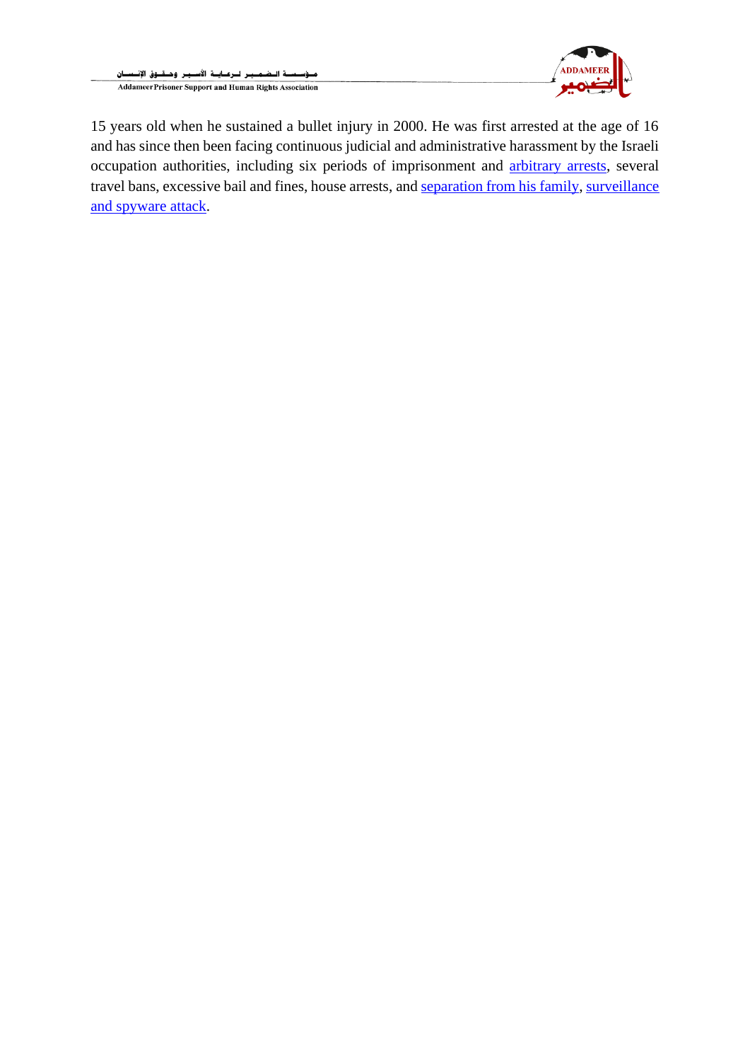15 years old when he sustained a bullet injury in 2000. He was first arrested at the age of 16 and has since then been facing continuous judicial and administrative harassment by the Israeli occupation authorities, including six periods of imprisonment and arbitrary arrests, several travel bans, excessive bail and fines, house arrests, and separation from his family, surveillance and spyware attack.